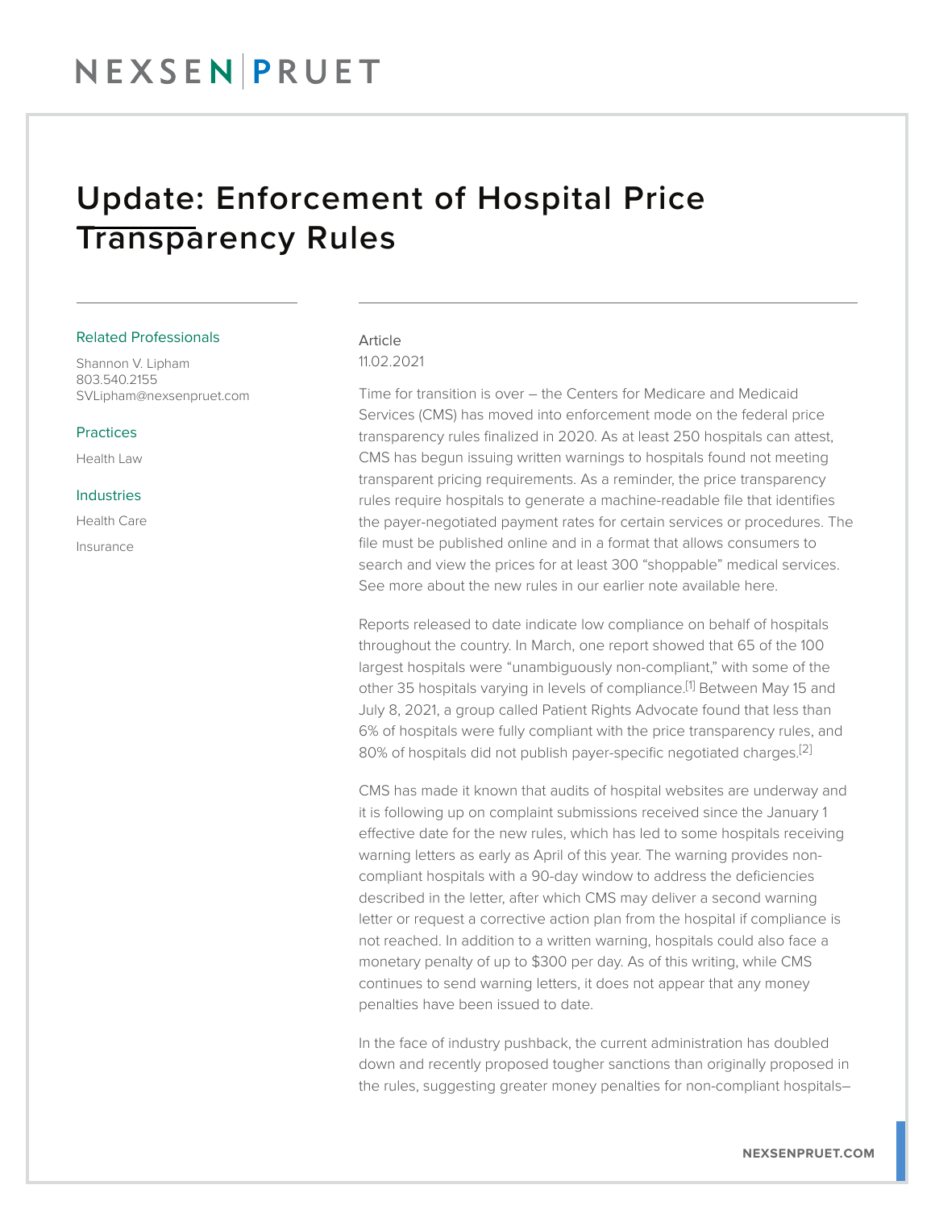NEXSEN | PRUET

# Update: Enforcement of Hospital Price Transparency Rules

### Related Professionals

Shannon V. Lipham
803.540.2155
SVLipham@nexsenpruet.com

### Practices

Health Law

### Industries

Health Care

Insurance

Article
11.02.2021

Time for transition is over – the Centers for Medicare and Medicaid Services (CMS) has moved into enforcement mode on the federal price transparency rules finalized in 2020. As at least 250 hospitals can attest, CMS has begun issuing written warnings to hospitals found not meeting transparent pricing requirements. As a reminder, the price transparency rules require hospitals to generate a machine-readable file that identifies the payer-negotiated payment rates for certain services or procedures. The file must be published online and in a format that allows consumers to search and view the prices for at least 300 "shoppable" medical services. See more about the new rules in our earlier note available here.

Reports released to date indicate low compliance on behalf of hospitals throughout the country. In March, one report showed that 65 of the 100 largest hospitals were "unambiguously non-compliant," with some of the other 35 hospitals varying in levels of compliance.[1] Between May 15 and July 8, 2021, a group called Patient Rights Advocate found that less than 6% of hospitals were fully compliant with the price transparency rules, and 80% of hospitals did not publish payer-specific negotiated charges.[2]

CMS has made it known that audits of hospital websites are underway and it is following up on complaint submissions received since the January 1 effective date for the new rules, which has led to some hospitals receiving warning letters as early as April of this year. The warning provides non-compliant hospitals with a 90-day window to address the deficiencies described in the letter, after which CMS may deliver a second warning letter or request a corrective action plan from the hospital if compliance is not reached. In addition to a written warning, hospitals could also face a monetary penalty of up to $300 per day. As of this writing, while CMS continues to send warning letters, it does not appear that any money penalties have been issued to date.

In the face of industry pushback, the current administration has doubled down and recently proposed tougher sanctions than originally proposed in the rules, suggesting greater money penalties for non-compliant hospitals–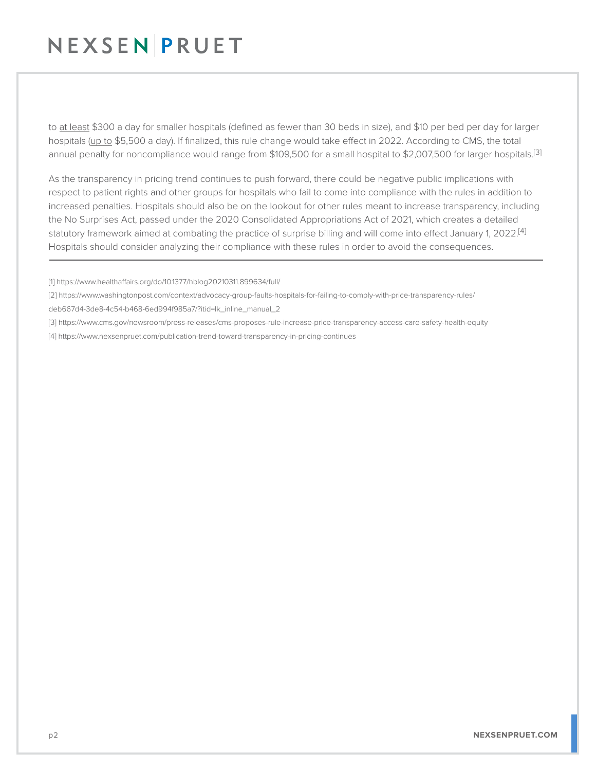to at least $300 a day for smaller hospitals (defined as fewer than 30 beds in size), and $10 per bed per day for larger hospitals (up to $5,500 a day). If finalized, this rule change would take effect in 2022. According to CMS, the total annual penalty for noncompliance would range from $109,500 for a small hospital to $2,007,500 for larger hospitals.[3]

As the transparency in pricing trend continues to push forward, there could be negative public implications with respect to patient rights and other groups for hospitals who fail to come into compliance with the rules in addition to increased penalties. Hospitals should also be on the lookout for other rules meant to increase transparency, including the No Surprises Act, passed under the 2020 Consolidated Appropriations Act of 2021, which creates a detailed statutory framework aimed at combating the practice of surprise billing and will come into effect January 1, 2022.[4] Hospitals should consider analyzing their compliance with these rules in order to avoid the consequences.

---

[1] https://www.healthaffairs.org/do/10.1377/hblog20210311.899634/full/

[2] https://www.washingtonpost.com/context/advocacy-group-faults-hospitals-for-failing-to-comply-with-price-transparency-rules/deb667d4-3de8-4c54-b468-6ed994f985a7/?itid=lk_inline_manual_2

[3] https://www.cms.gov/newsroom/press-releases/cms-proposes-rule-increase-price-transparency-access-care-safety-health-equity

[4] https://www.nexsenpruet.com/publication-trend-toward-transparency-in-pricing-continues